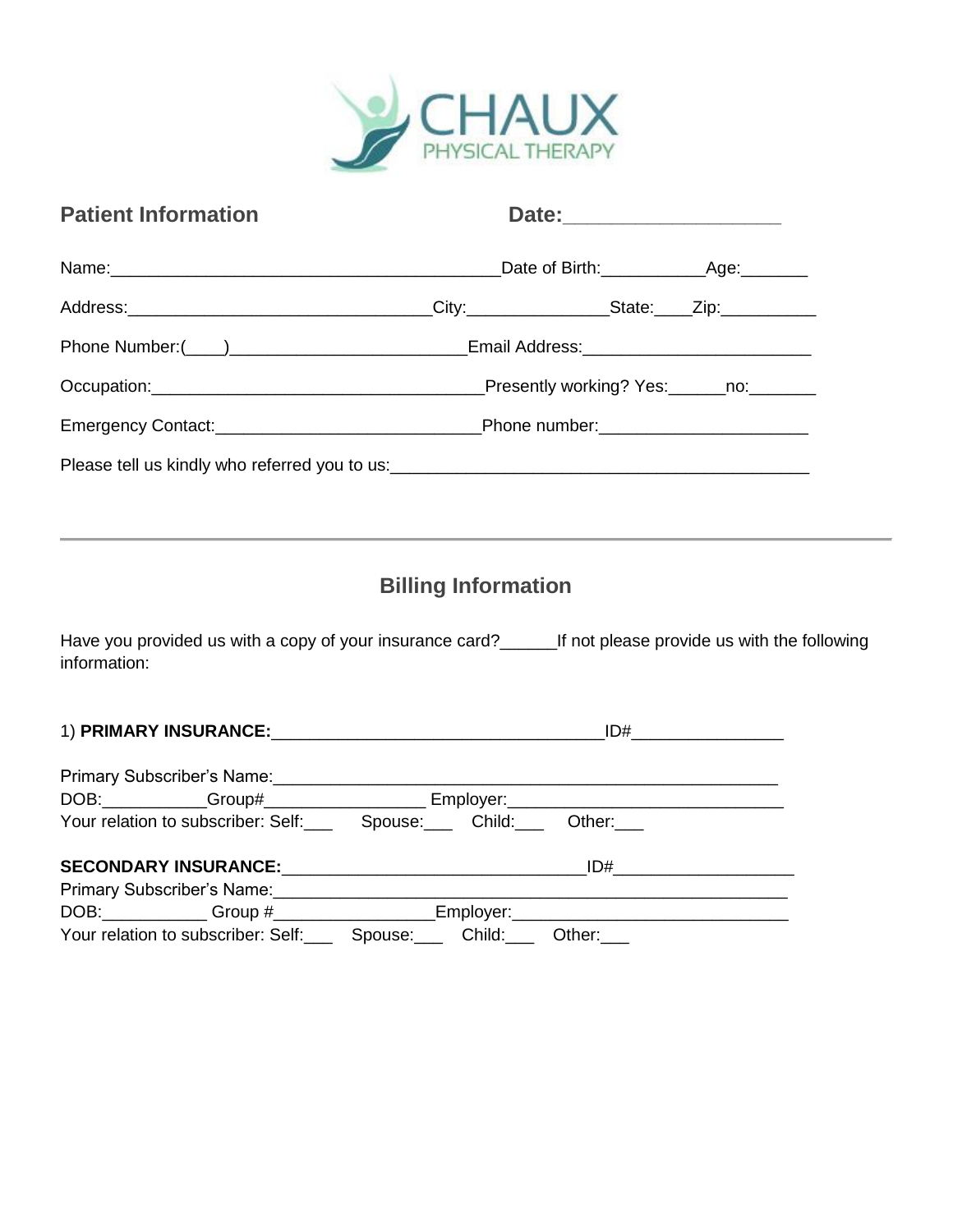CHAUX PHYSICAL THERAPY

## Patient Information

**Date:**___________________

Name:_________________________________________Date of Birth:___________Age:_______

Address:________________________________City:_______________State:____Zip:__________

Phone Number:(____)_________________________Email Address:________________________

Occupation:____________________________________Presently working? Yes:______no:_______

Emergency Contact:____________________________Phone number:_____________________

Please tell us kindly who referred you to us:_____________________________________________

---

## Billing Information

Have you provided us with a copy of your insurance card?______If not please provide us with the following information:

1) **PRIMARY INSURANCE:**___________________________________ID#________________

Primary Subscriber's Name:_______________________________________________________
DOB:___________Group#_________________ Employer:_____________________________
Your relation to subscriber: Self:___ Spouse:___ Child:___ Other:___

**SECONDARY INSURANCE:**________________________________ID#___________________
Primary Subscriber's Name:_________________________________________________________
DOB:____________ Group #_________________Employer:_____________________________
Your relation to subscriber: Self:___ Spouse:___ Child:___ Other:___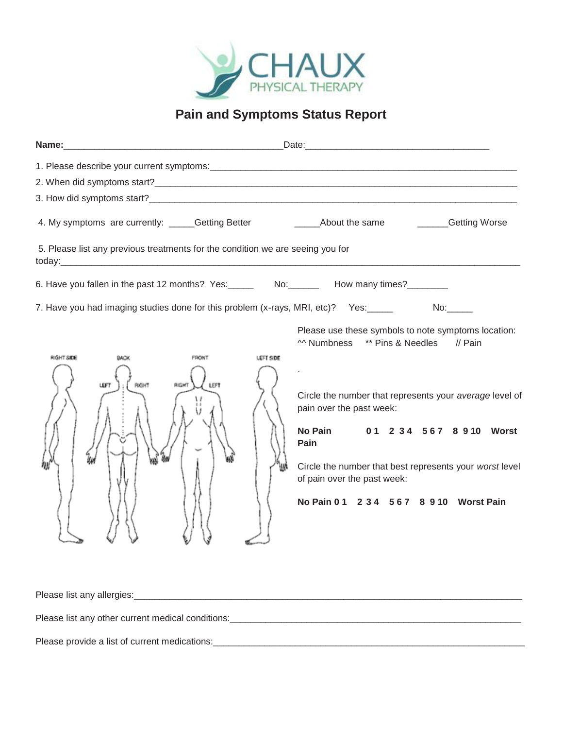CHAUX PHYSICAL THERAPY

# Pain and Symptoms Status Report

**Name:**_________________________________________Date:___________________________________

1. Please describe your current symptoms:___________________________________________________________
2. When did symptoms start?_______________________________________________________________________
3. How did symptoms start?________________________________________________________________________
4. My symptoms are currently: _____Getting Better _____About the same ______Getting Worse
5. Please list any previous treatments for the condition we are seeing you for today:_______________________________________________________________________________
6. Have you fallen in the past 12 months? Yes:_____ No:______ How many times?________
7. Have you had imaging studies done for this problem (x-rays, MRI, etc)? Yes:_____ No:_____

RIGHT SIDE BACK LEFT RIGHT FRONT RIGHT LEFT LEFT SIDE

Please use these symbols to note symptoms location:
^^ Numbness ** Pins & Needles // Pain

.

Circle the number that represents your *average* level of pain over the past week:

**No Pain 0 1 2 3 4 5 6 7 8 9 10 Worst Pain**

Circle the number that best represents your *worst* level of pain over the past week:

**No Pain 0 1 2 3 4 5 6 7 8 9 10 Worst Pain**

Please list any allergies:_________________________________________________________________________

Please list any other current medical conditions:_____________________________________________________

Please provide a list of current medications:_________________________________________________________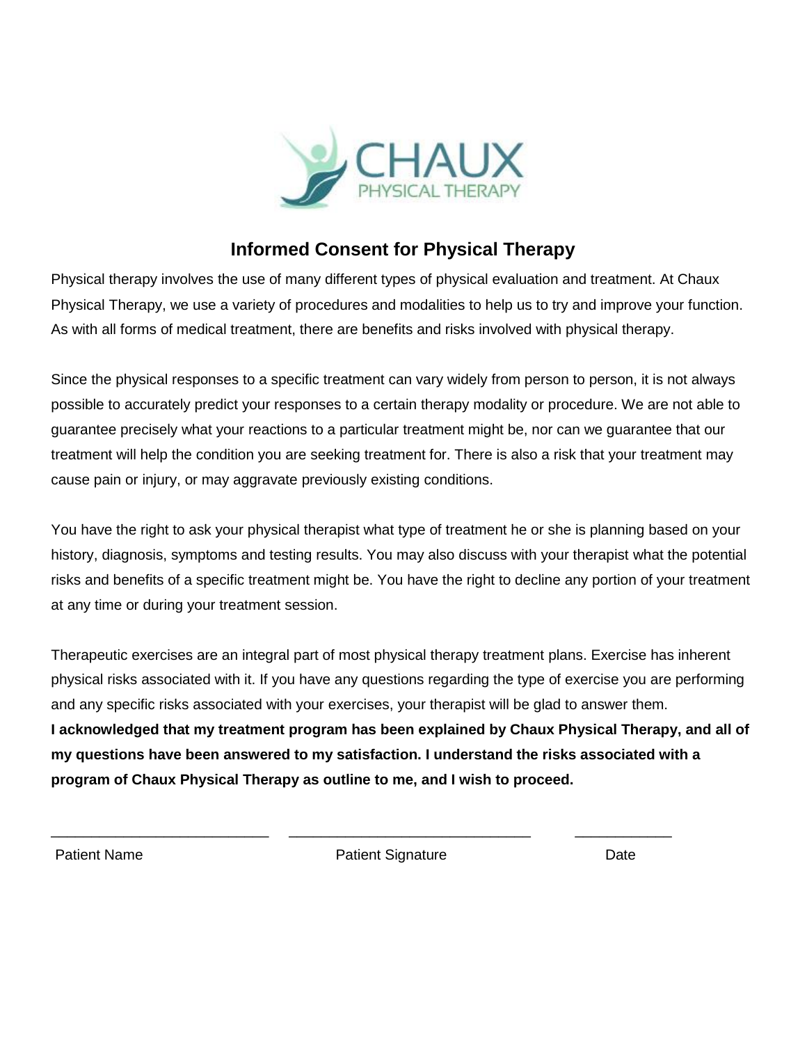CHAUX
PHYSICAL THERAPY

## Informed Consent for Physical Therapy

Physical therapy involves the use of many different types of physical evaluation and treatment. At Chaux Physical Therapy, we use a variety of procedures and modalities to help us to try and improve your function. As with all forms of medical treatment, there are benefits and risks involved with physical therapy.

Since the physical responses to a specific treatment can vary widely from person to person, it is not always possible to accurately predict your responses to a certain therapy modality or procedure. We are not able to guarantee precisely what your reactions to a particular treatment might be, nor can we guarantee that our treatment will help the condition you are seeking treatment for. There is also a risk that your treatment may cause pain or injury, or may aggravate previously existing conditions.

You have the right to ask your physical therapist what type of treatment he or she is planning based on your history, diagnosis, symptoms and testing results. You may also discuss with your therapist what the potential risks and benefits of a specific treatment might be. You have the right to decline any portion of your treatment at any time or during your treatment session.

Therapeutic exercises are an integral part of most physical therapy treatment plans. Exercise has inherent physical risks associated with it. If you have any questions regarding the type of exercise you are performing and any specific risks associated with your exercises, your therapist will be glad to answer them.
**I acknowledged that my treatment program has been explained by Chaux Physical Therapy, and all of my questions have been answered to my satisfaction. I understand the risks associated with a program of Chaux Physical Therapy as outline to me, and I wish to proceed.**

___________________________ ______________________________ ____________

Patient Name Patient Signature Date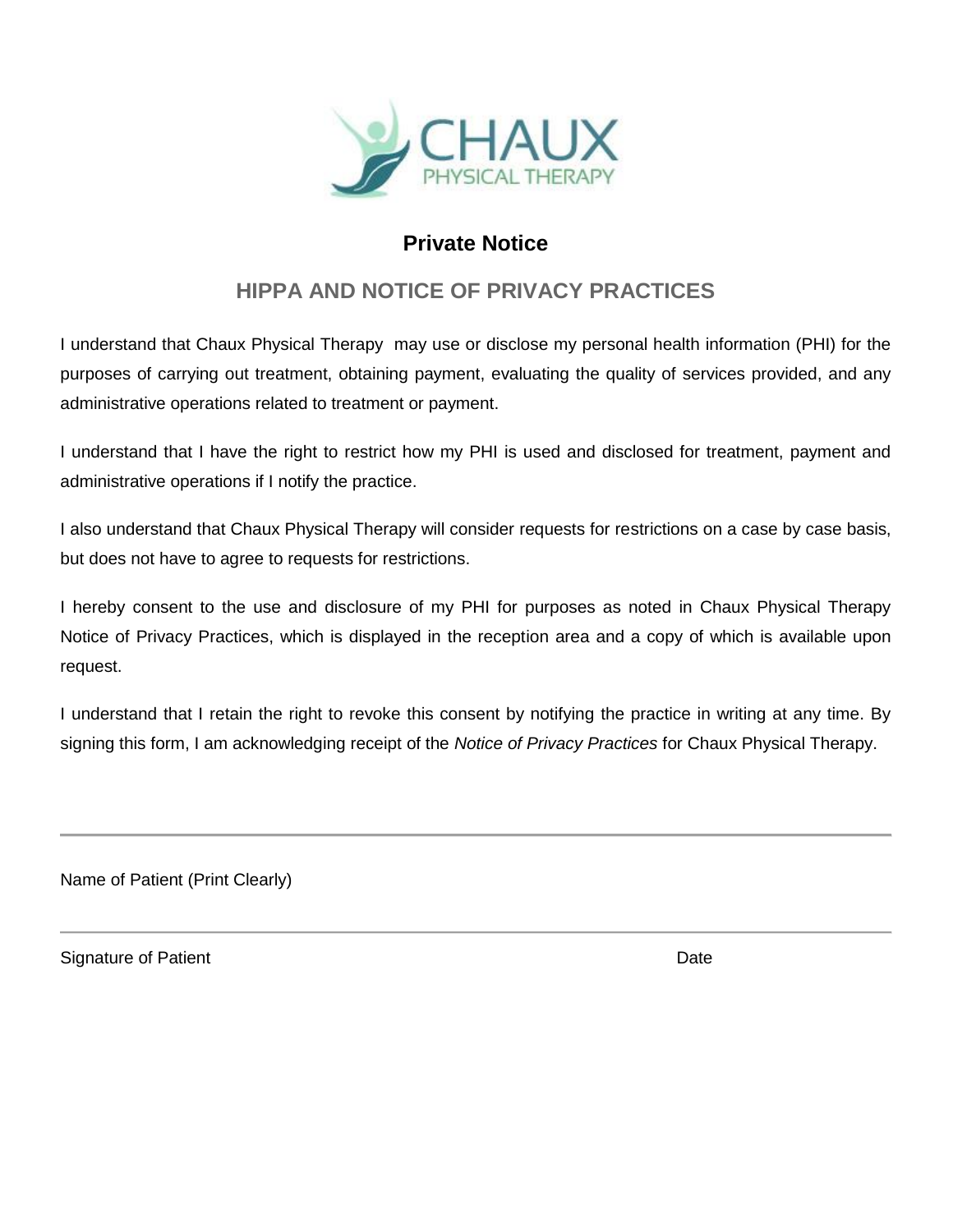CHAUX
PHYSICAL THERAPY

# Private Notice

## HIPPA AND NOTICE OF PRIVACY PRACTICES

I understand that Chaux Physical Therapy may use or disclose my personal health information (PHI) for the purposes of carrying out treatment, obtaining payment, evaluating the quality of services provided, and any administrative operations related to treatment or payment.

I understand that I have the right to restrict how my PHI is used and disclosed for treatment, payment and administrative operations if I notify the practice.

I also understand that Chaux Physical Therapy will consider requests for restrictions on a case by case basis, but does not have to agree to requests for restrictions.

I hereby consent to the use and disclosure of my PHI for purposes as noted in Chaux Physical Therapy Notice of Privacy Practices, which is displayed in the reception area and a copy of which is available upon request.

I understand that I retain the right to revoke this consent by notifying the practice in writing at any time. By signing this form, I am acknowledging receipt of the *Notice of Privacy Practices* for Chaux Physical Therapy.

---

Name of Patient (Print Clearly)

---

Signature of Patient Date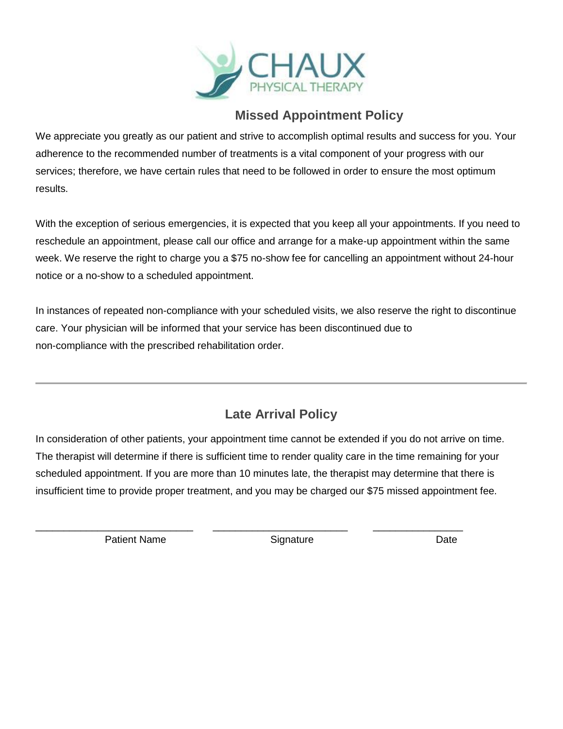CHAUX
PHYSICAL THERAPY

## Missed Appointment Policy

We appreciate you greatly as our patient and strive to accomplish optimal results and success for you. Your adherence to the recommended number of treatments is a vital component of your progress with our services; therefore, we have certain rules that need to be followed in order to ensure the most optimum results.

With the exception of serious emergencies, it is expected that you keep all your appointments. If you need to reschedule an appointment, please call our office and arrange for a make-up appointment within the same week. We reserve the right to charge you a $75 no-show fee for cancelling an appointment without 24-hour notice or a no-show to a scheduled appointment.

In instances of repeated non-compliance with your scheduled visits, we also reserve the right to discontinue care. Your physician will be informed that your service has been discontinued due to non-compliance with the prescribed rehabilitation order.

---

## Late Arrival Policy

In consideration of other patients, your appointment time cannot be extended if you do not arrive on time. The therapist will determine if there is sufficient time to render quality care in the time remaining for your scheduled appointment. If you are more than 10 minutes late, the therapist may determine that there is insufficient time to provide proper treatment, and you may be charged our $75 missed appointment fee.

| ___________________________ | ___________________________ | _______________ |
|---|---|---|
| Patient Name | Signature | Date |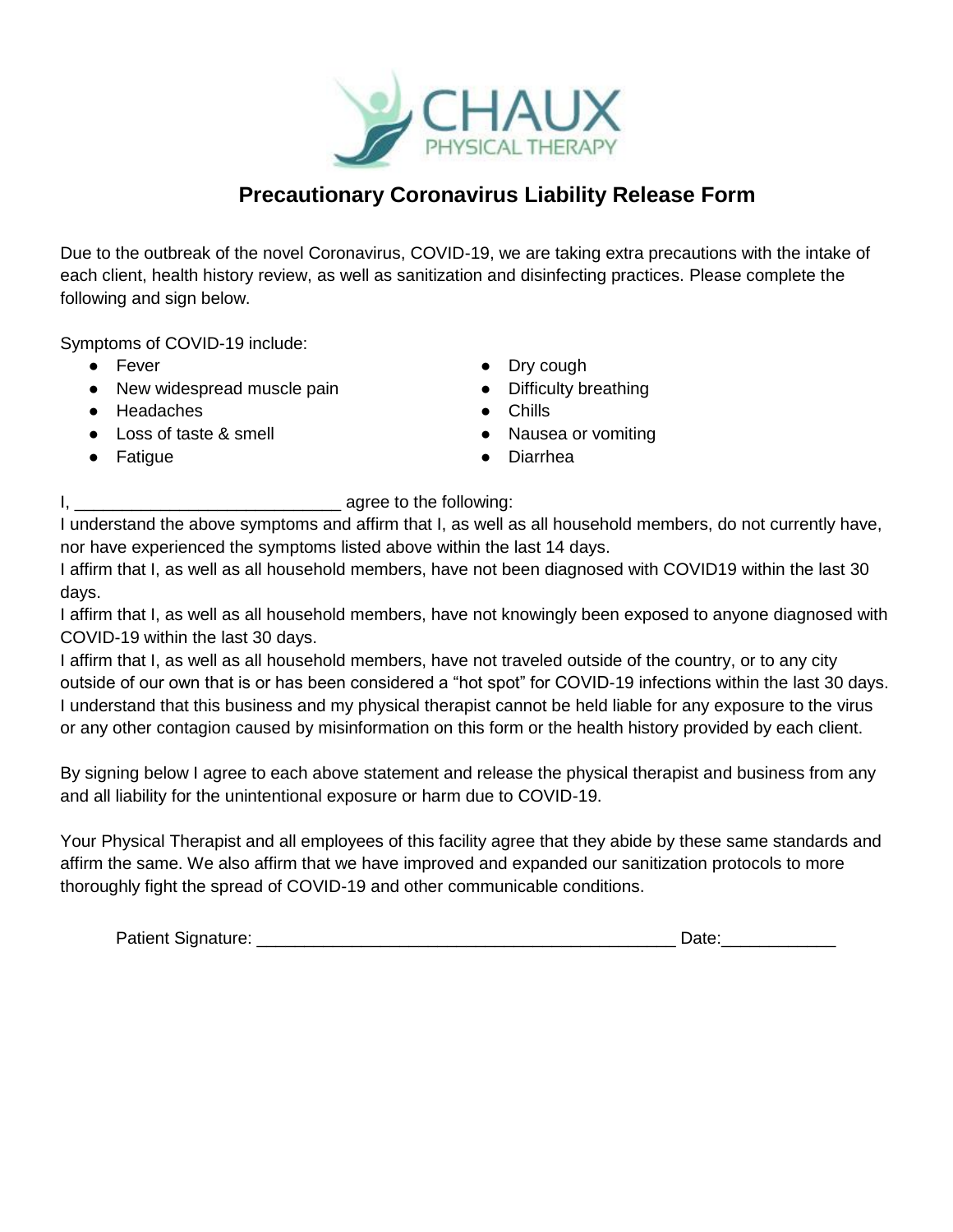CHAUX
PHYSICAL THERAPY

# Precautionary Coronavirus Liability Release Form

Due to the outbreak of the novel Coronavirus, COVID-19, we are taking extra precautions with the intake of each client, health history review, as well as sanitization and disinfecting practices. Please complete the following and sign below.

Symptoms of COVID-19 include:

- Fever
- New widespread muscle pain
- Headaches
- Loss of taste & smell
- Fatigue
- Dry cough
- Difficulty breathing
- Chills
- Nausea or vomiting
- Diarrhea

I, ___________________________ agree to the following:

I understand the above symptoms and affirm that I, as well as all household members, do not currently have, nor have experienced the symptoms listed above within the last 14 days.

I affirm that I, as well as all household members, have not been diagnosed with COVID19 within the last 30 days.

I affirm that I, as well as all household members, have not knowingly been exposed to anyone diagnosed with COVID-19 within the last 30 days.

I affirm that I, as well as all household members, have not traveled outside of the country, or to any city outside of our own that is or has been considered a “hot spot” for COVID-19 infections within the last 30 days.

I understand that this business and my physical therapist cannot be held liable for any exposure to the virus or any other contagion caused by misinformation on this form or the health history provided by each client.

By signing below I agree to each above statement and release the physical therapist and business from any and all liability for the unintentional exposure or harm due to COVID-19.

Your Physical Therapist and all employees of this facility agree that they abide by these same standards and affirm the same. We also affirm that we have improved and expanded our sanitization protocols to more thoroughly fight the spread of COVID-19 and other communicable conditions.

Patient Signature: ____________________________________________ Date:____________